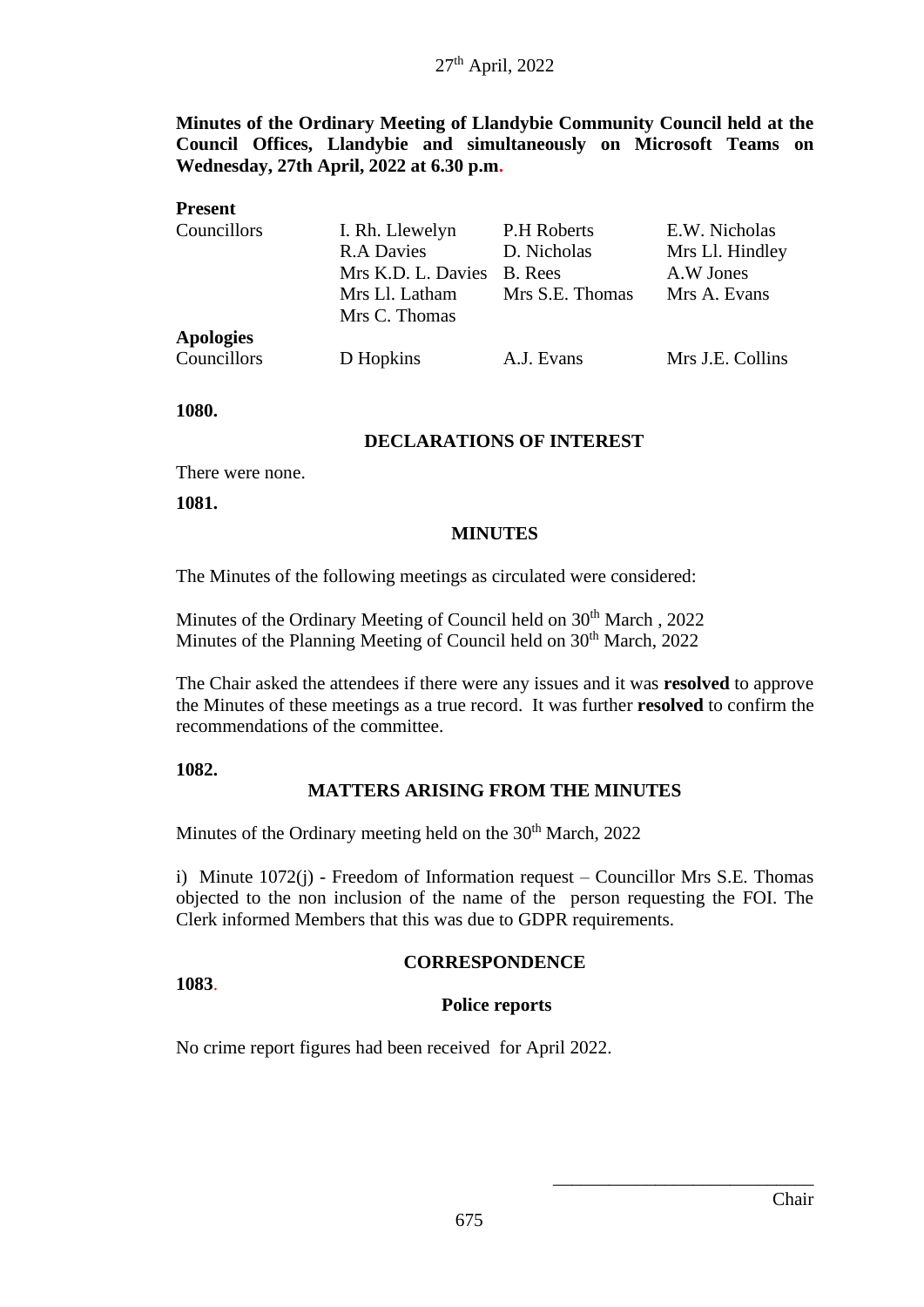27th April, 2022

**Minutes of the Ordinary Meeting of Llandybie Community Council held at the Council Offices, Llandybie and simultaneously on Microsoft Teams on Wednesday, 27th April, 2022 at 6.30 p.m.**

**Present**

| | | | |
|---|---|---|---|
| Councillors | I. Rh. Llewelyn | P.H Roberts | E.W. Nicholas |
| | R.A Davies | D. Nicholas | Mrs Ll. Hindley |
| | Mrs K.D. L. Davies | B. Rees | A.W Jones |
| | Mrs Ll. Latham | Mrs S.E. Thomas | Mrs A. Evans |
| | Mrs C. Thomas | | |

**Apologies**

| | | | |
|---|---|---|---|
| Councillors | D Hopkins | A.J. Evans | Mrs J.E. Collins |

**1080.**

## DECLARATIONS OF INTEREST

There were none.

**1081.**

## MINUTES

The Minutes of the following meetings as circulated were considered:

Minutes of the Ordinary Meeting of Council held on 30th March , 2022
Minutes of the Planning Meeting of Council held on 30th March, 2022

The Chair asked the attendees if there were any issues and it was **resolved** to approve the Minutes of these meetings as a true record. It was further **resolved** to confirm the recommendations of the committee.

**1082.**

## MATTERS ARISING FROM THE MINUTES

Minutes of the Ordinary meeting held on the 30th March, 2022

i) Minute 1072(j) - Freedom of Information request – Councillor Mrs S.E. Thomas objected to the non inclusion of the name of the person requesting the FOI. The Clerk informed Members that this was due to GDPR requirements.

## CORRESPONDENCE

**1083.**

### Police reports

No crime report figures had been received for April 2022.

\_\_\_\_\_\_\_\_\_\_\_\_\_\_\_\_\_\_\_\_\_\_\_\_\_\_\_\_
Chair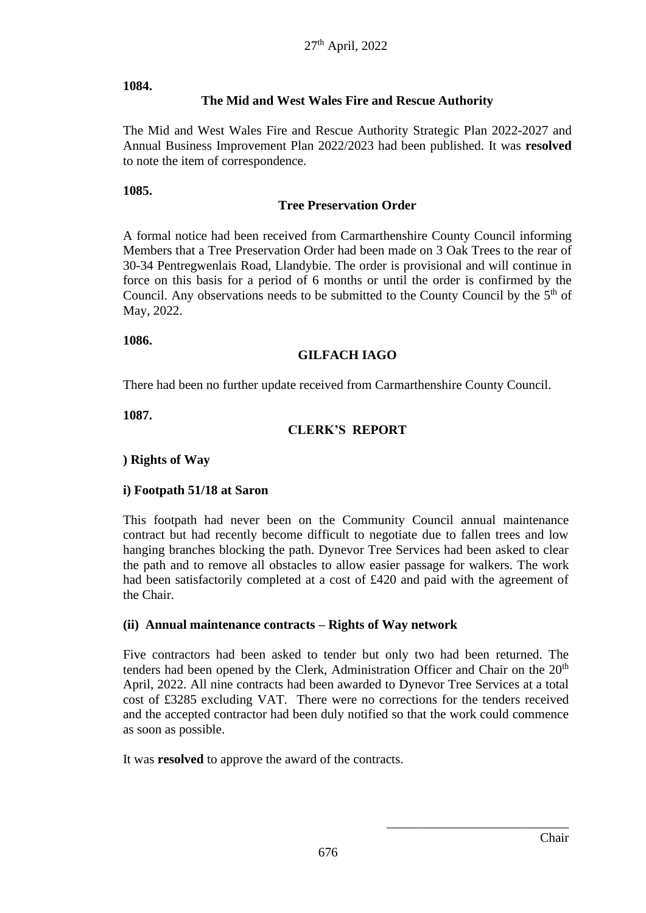27th April, 2022

**1084.**

**The Mid and West Wales Fire and Rescue Authority**

The Mid and West Wales Fire and Rescue Authority Strategic Plan 2022-2027 and Annual Business Improvement Plan 2022/2023 had been published. It was **resolved** to note the item of correspondence.

**1085.**

**Tree Preservation Order**

A formal notice had been received from Carmarthenshire County Council informing Members that a Tree Preservation Order had been made on 3 Oak Trees to the rear of 30-34 Pentregwenlais Road, Llandybie. The order is provisional and will continue in force on this basis for a period of 6 months or until the order is confirmed by the Council. Any observations needs to be submitted to the County Council by the 5th of May, 2022.

**1086.**

**GILFACH IAGO**

There had been no further update received from Carmarthenshire County Council.

**1087.**

**CLERK'S REPORT**

**) Rights of Way**

**i) Footpath 51/18 at Saron**

This footpath had never been on the Community Council annual maintenance contract but had recently become difficult to negotiate due to fallen trees and low hanging branches blocking the path. Dynevor Tree Services had been asked to clear the path and to remove all obstacles to allow easier passage for walkers. The work had been satisfactorily completed at a cost of £420 and paid with the agreement of the Chair.

**(ii) Annual maintenance contracts – Rights of Way network**

Five contractors had been asked to tender but only two had been returned. The tenders had been opened by the Clerk, Administration Officer and Chair on the 20th April, 2022. All nine contracts had been awarded to Dynevor Tree Services at a total cost of £3285 excluding VAT. There were no corrections for the tenders received and the accepted contractor had been duly notified so that the work could commence as soon as possible.

It was **resolved** to approve the award of the contracts.

\_\_\_\_\_\_\_\_\_\_\_\_\_\_\_\_\_\_\_\_\_\_\_\_\_\_\_\_
Chair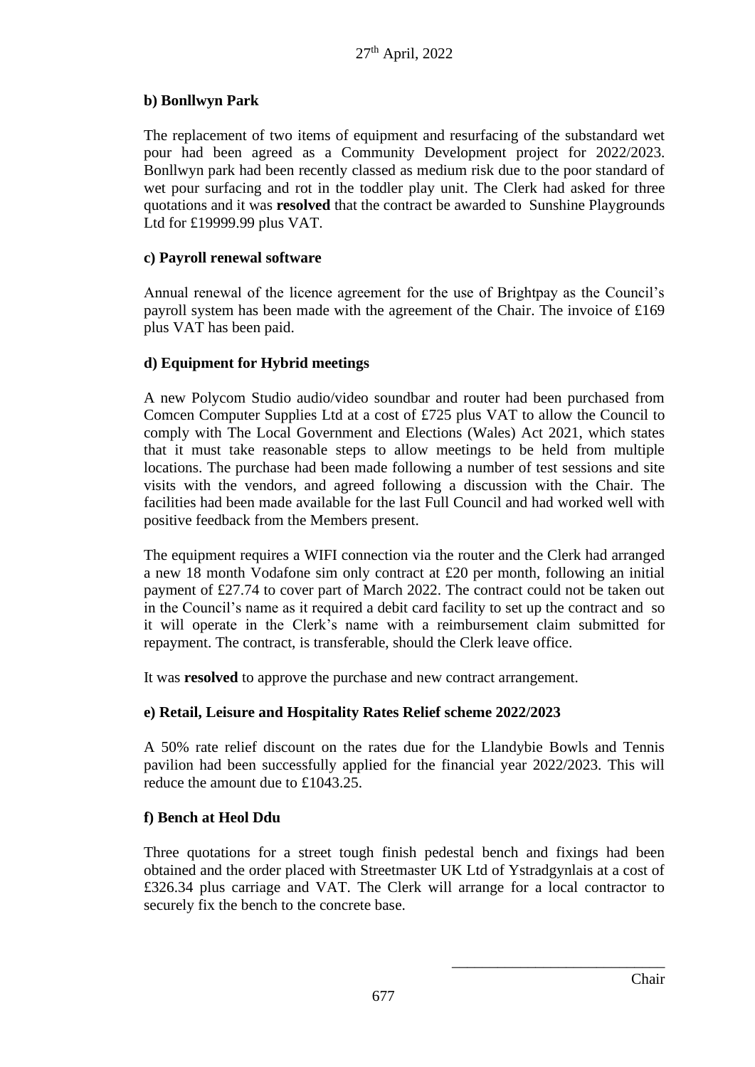**b) Bonllwyn Park**

The replacement of two items of equipment and resurfacing of the substandard wet pour had been agreed as a Community Development project for 2022/2023. Bonllwyn park had been recently classed as medium risk due to the poor standard of wet pour surfacing and rot in the toddler play unit. The Clerk had asked for three quotations and it was **resolved** that the contract be awarded to Sunshine Playgrounds Ltd for £19999.99 plus VAT.

**c) Payroll renewal software**

Annual renewal of the licence agreement for the use of Brightpay as the Council's payroll system has been made with the agreement of the Chair. The invoice of £169 plus VAT has been paid.

**d) Equipment for Hybrid meetings**

A new Polycom Studio audio/video soundbar and router had been purchased from Comcen Computer Supplies Ltd at a cost of £725 plus VAT to allow the Council to comply with The Local Government and Elections (Wales) Act 2021, which states that it must take reasonable steps to allow meetings to be held from multiple locations. The purchase had been made following a number of test sessions and site visits with the vendors, and agreed following a discussion with the Chair. The facilities had been made available for the last Full Council and had worked well with positive feedback from the Members present.

The equipment requires a WIFI connection via the router and the Clerk had arranged a new 18 month Vodafone sim only contract at £20 per month, following an initial payment of £27.74 to cover part of March 2022. The contract could not be taken out in the Council's name as it required a debit card facility to set up the contract and so it will operate in the Clerk's name with a reimbursement claim submitted for repayment. The contract, is transferable, should the Clerk leave office.

It was **resolved** to approve the purchase and new contract arrangement.

**e) Retail, Leisure and Hospitality Rates Relief scheme 2022/2023**

A 50% rate relief discount on the rates due for the Llandybie Bowls and Tennis pavilion had been successfully applied for the financial year 2022/2023. This will reduce the amount due to £1043.25.

**f) Bench at Heol Ddu**

Three quotations for a street tough finish pedestal bench and fixings had been obtained and the order placed with Streetmaster UK Ltd of Ystradgynlais at a cost of £326.34 plus carriage and VAT. The Clerk will arrange for a local contractor to securely fix the bench to the concrete base.

\_\_\_\_\_\_\_\_\_\_\_\_\_\_\_\_\_\_\_\_\_\_\_\_\_\_\_\_

Chair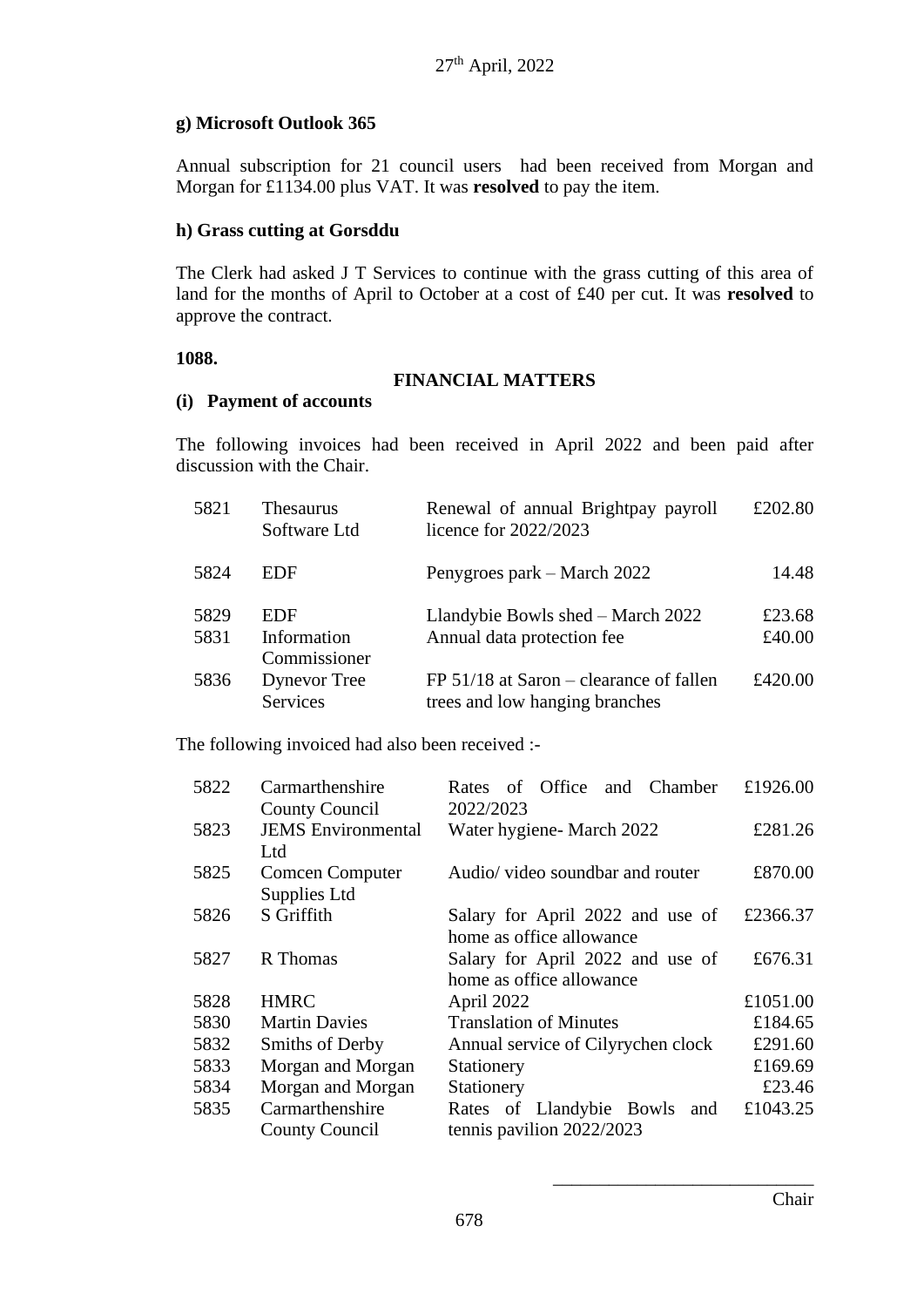27th April, 2022

**g) Microsoft Outlook 365**

Annual subscription for 21 council users had been received from Morgan and Morgan for £1134.00 plus VAT. It was **resolved** to pay the item.

**h) Grass cutting at Gorsddu**

The Clerk had asked J T Services to continue with the grass cutting of this area of land for the months of April to October at a cost of £40 per cut. It was **resolved** to approve the contract.

**1088.**

**FINANCIAL MATTERS**

**(i) Payment of accounts**

The following invoices had been received in April 2022 and been paid after discussion with the Chair.

| | | | |
|---|---|---|---|
| 5821 | Thesaurus Software Ltd | Renewal of annual Brightpay payroll licence for 2022/2023 | £202.80 |
| 5824 | EDF | Penygroes park – March 2022 | 14.48 |
| 5829 | EDF | Llandybie Bowls shed – March 2022 | £23.68 |
| 5831 | Information Commissioner | Annual data protection fee | £40.00 |
| 5836 | Dynevor Tree Services | FP 51/18 at Saron – clearance of fallen trees and low hanging branches | £420.00 |

The following invoiced had also been received :-

| | | | |
|---|---|---|---|
| 5822 | Carmarthenshire County Council | Rates of Office and Chamber 2022/2023 | £1926.00 |
| 5823 | JEMS Environmental Ltd | Water hygiene- March 2022 | £281.26 |
| 5825 | Comcen Computer Supplies Ltd | Audio/ video soundbar and router | £870.00 |
| 5826 | S Griffith | Salary for April 2022 and use of home as office allowance | £2366.37 |
| 5827 | R Thomas | Salary for April 2022 and use of home as office allowance | £676.31 |
| 5828 | HMRC | April 2022 | £1051.00 |
| 5830 | Martin Davies | Translation of Minutes | £184.65 |
| 5832 | Smiths of Derby | Annual service of Cilyrychen clock | £291.60 |
| 5833 | Morgan and Morgan | Stationery | £169.69 |
| 5834 | Morgan and Morgan | Stationery | £23.46 |
| 5835 | Carmarthenshire County Council | Rates of Llandybie Bowls and tennis pavilion 2022/2023 | £1043.25 |

\_\_\_\_\_\_\_\_\_\_\_\_\_\_\_\_\_\_\_\_\_\_\_\_\_\_\_\_

Chair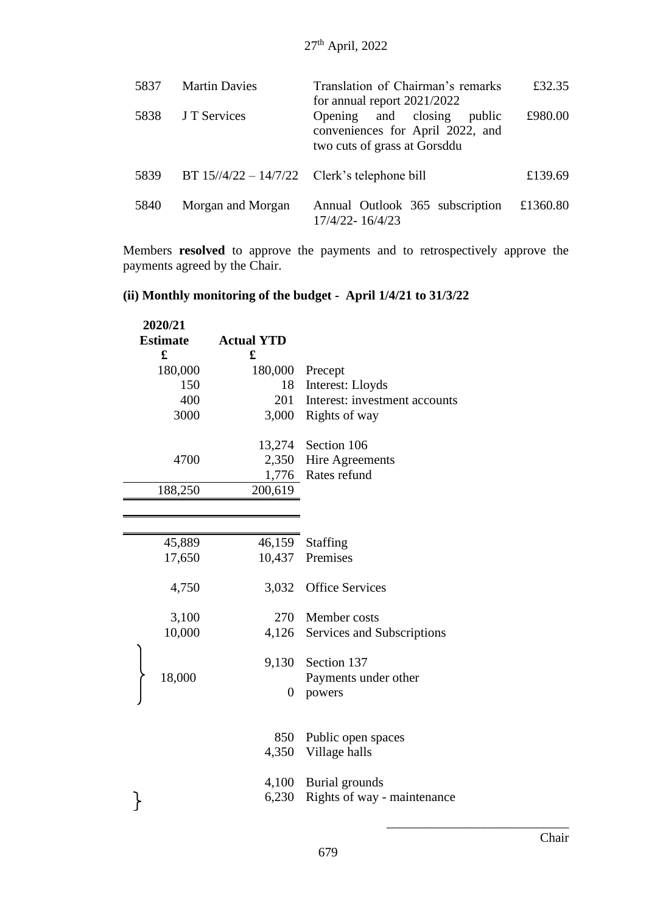27th April, 2022

| | | | |
|---|---|---|---|
| 5837 | Martin Davies | Translation of Chairman's remarks for annual report 2021/2022 | £32.35 |
| 5838 | J T Services | Opening and closing public conveniences for April 2022, and two cuts of grass at Gorsddu | £980.00 |
| 5839 | BT 15//4/22 – 14/7/22 | Clerk's telephone bill | £139.69 |
| 5840 | Morgan and Morgan | Annual Outlook 365 subscription 17/4/22- 16/4/23 | £1360.80 |

Members **resolved** to approve the payments and to retrospectively approve the payments agreed by the Chair.

**(ii) Monthly monitoring of the budget - April 1/4/21 to 31/3/22**

| 2020/21 Estimate £ | Actual YTD £ | |
|---|---|---|
| 180,000 | 180,000 | Precept |
| 150 | 18 | Interest: Lloyds |
| 400 | 201 | Interest: investment accounts |
| 3000 | 3,000 | Rights of way |
| | 13,274 | Section 106 |
| 4700 | 2,350 | Hire Agreements |
| | 1,776 | Rates refund |
| 188,250 | 200,619 | |
| | | |
| 45,889 | 46,159 | Staffing |
| 17,650 | 10,437 | Premises |
| 4,750 | 3,032 | Office Services |
| 3,100 | 270 | Member costs |
| 10,000 | 4,126 | Services and Subscriptions |
| 18,000 | 9,130 | Section 137 |
| | 0 | Payments under other powers |
| | 850 | Public open spaces |
| | 4,350 | Village halls |
| | 4,100 | Burial grounds |
| | 6,230 | Rights of way - maintenance |

Chair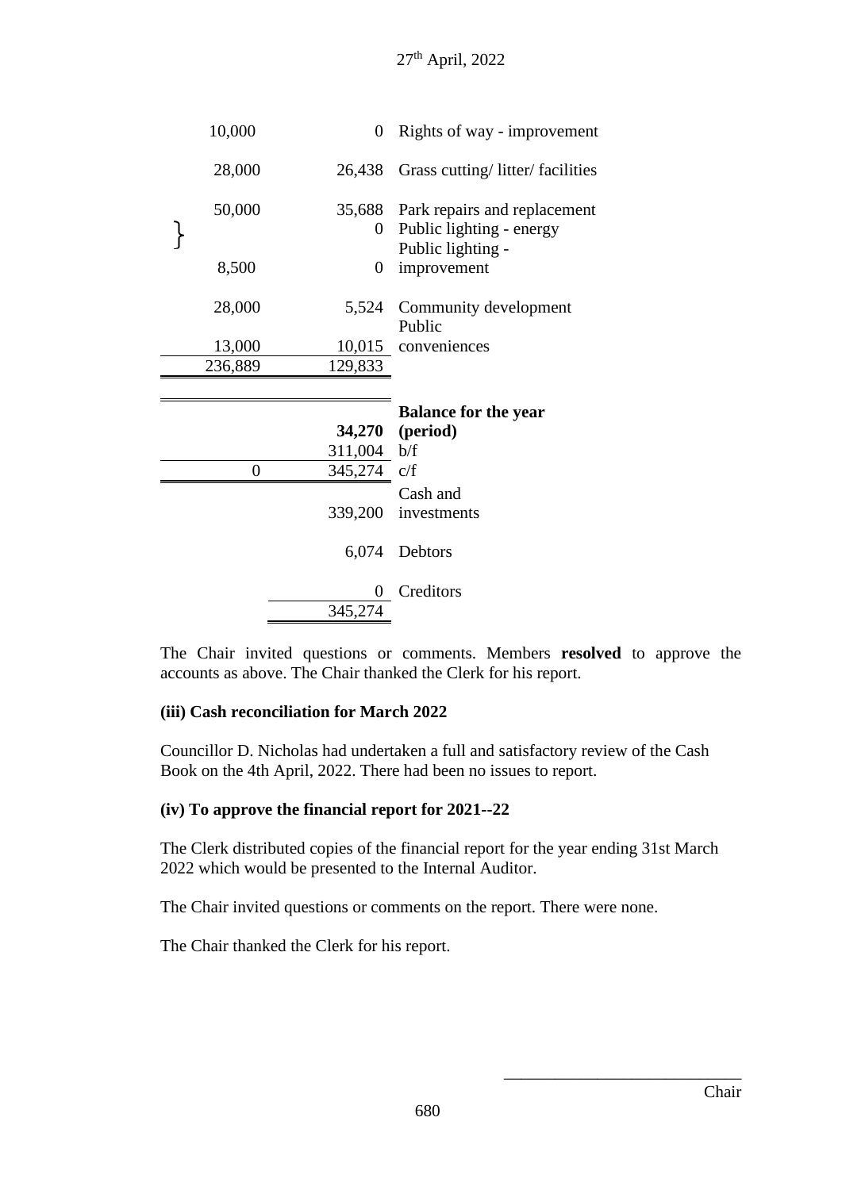27th April, 2022

| Budget | Actual | |
|---|---|---|
| 10,000 | 0 | Rights of way - improvement |
| 28,000 | 26,438 | Grass cutting/ litter/ facilities |
| 50,000 | 35,688 | Park repairs and replacement |
| | 0 | Public lighting - energy |
| 8,500 | 0 | Public lighting - improvement |
| 28,000 | 5,524 | Community development |
| 13,000 | 10,015 | Public conveniences |
| 236,889 | 129,833 | |
| | | |
| | **34,270** | **Balance for the year (period)** |
| | 311,004 | b/f |
| 0 | 345,274 | c/f |
| | 339,200 | Cash and investments |
| | 6,074 | Debtors |
| | 0 | Creditors |
| | 345,274 | |

The Chair invited questions or comments. Members **resolved** to approve the accounts as above. The Chair thanked the Clerk for his report.

**(iii) Cash reconciliation for March 2022**

Councillor D. Nicholas had undertaken a full and satisfactory review of the Cash Book on the 4th April, 2022. There had been no issues to report.

**(iv) To approve the financial report for 2021--22**

The Clerk distributed copies of the financial report for the year ending 31st March 2022 which would be presented to the Internal Auditor.

The Chair invited questions or comments on the report. There were none.

The Chair thanked the Clerk for his report.

\_\_\_\_\_\_\_\_\_\_\_\_\_\_\_\_\_\_\_\_\_\_\_\_\_\_\_\_

Chair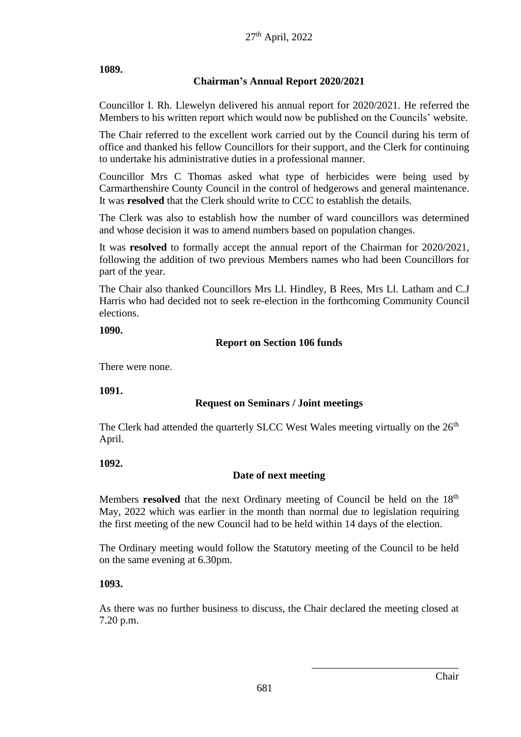27th April, 2022

**1089.**

## Chairman's Annual Report 2020/2021

Councillor I. Rh. Llewelyn delivered his annual report for 2020/2021. He referred the Members to his written report which would now be published on the Councils' website.

The Chair referred to the excellent work carried out by the Council during his term of office and thanked his fellow Councillors for their support, and the Clerk for continuing to undertake his administrative duties in a professional manner.

Councillor Mrs C Thomas asked what type of herbicides were being used by Carmarthenshire County Council in the control of hedgerows and general maintenance. It was **resolved** that the Clerk should write to CCC to establish the details.

The Clerk was also to establish how the number of ward councillors was determined and whose decision it was to amend numbers based on population changes.

It was **resolved** to formally accept the annual report of the Chairman for 2020/2021, following the addition of two previous Members names who had been Councillors for part of the year.

The Chair also thanked Councillors Mrs Ll. Hindley, B Rees, Mrs Ll. Latham and C.J Harris who had decided not to seek re-election in the forthcoming Community Council elections.

**1090.**

## Report on Section 106 funds

There were none.

**1091.**

## Request on Seminars / Joint meetings

The Clerk had attended the quarterly SLCC West Wales meeting virtually on the 26th April.

**1092.**

## Date of next meeting

Members **resolved** that the next Ordinary meeting of Council be held on the 18th May, 2022 which was earlier in the month than normal due to legislation requiring the first meeting of the new Council had to be held within 14 days of the election.

The Ordinary meeting would follow the Statutory meeting of the Council to be held on the same evening at 6.30pm.

**1093.**

As there was no further business to discuss, the Chair declared the meeting closed at 7.20 p.m.

\_\_\_\_\_\_\_\_\_\_\_\_\_\_\_\_\_\_\_\_\_\_\_\_\_\_\_\_

Chair